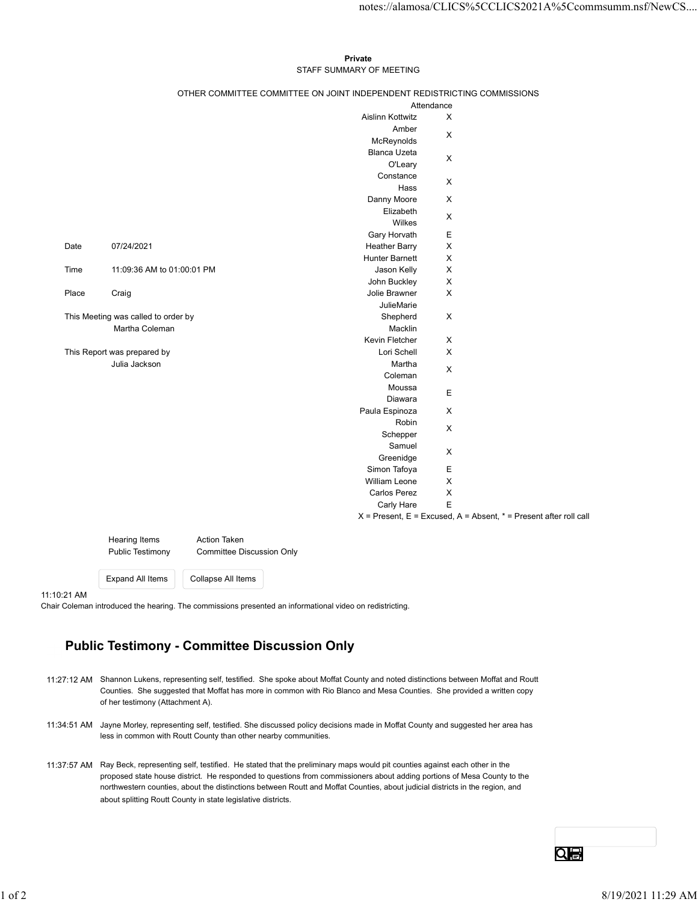**Private**

STAFF SUMMARY OF MEETING

OTHER COMMITTEE COMMITTEE ON JOINT INDEPENDENT REDISTRICTING COMMISSIONS

| | |
|---|---|
| Date | 07/24/2021 |
| Time | 11:09:36 AM to 01:00:01 PM |
| Place | Craig |

This Meeting was called to order by
Martha Coleman

This Report was prepared by
Julia Jackson

| | Attendance |
|---|---|
| Aislinn Kottwitz | X |
| Amber McReynolds | X |
| Blanca Uzeta O'Leary | X |
| Constance Hass | X |
| Danny Moore | X |
| Elizabeth Wilkes | X |
| Gary Horvath | E |
| Heather Barry | X |
| Hunter Barnett | X |
| Jason Kelly | X |
| John Buckley | X |
| Jolie Brawner | X |
| JulieMarie Shepherd Macklin | X |
| Kevin Fletcher | X |
| Lori Schell | X |
| Martha Coleman | X |
| Moussa Diawara | E |
| Paula Espinoza | X |
| Robin Schepper | X |
| Samuel Greenidge | X |
| Simon Tafoya | E |
| William Leone | X |
| Carlos Perez | X |
| Carly Hare | E |

X = Present, E = Excused, A = Absent, * = Present after roll call

| Hearing Items | Action Taken |
|---|---|
| Public Testimony | Committee Discussion Only |

11:10:21 AM
Chair Coleman introduced the hearing. The commissions presented an informational video on redistricting.

## Public Testimony - Committee Discussion Only

11:27:12 AM Shannon Lukens, representing self, testified. She spoke about Moffat County and noted distinctions between Moffat and Routt Counties. She suggested that Moffat has more in common with Rio Blanco and Mesa Counties. She provided a written copy of her testimony (Attachment A).

11:34:51 AM Jayne Morley, representing self, testified. She discussed policy decisions made in Moffat County and suggested her area has less in common with Routt County than other nearby communities.

11:37:57 AM Ray Beck, representing self, testified. He stated that the preliminary maps would pit counties against each other in the proposed state house district. He responded to questions from commissioners about adding portions of Mesa County to the northwestern counties, about the distinctions between Routt and Moffat Counties, about judicial districts in the region, and about splitting Routt County in state legislative districts.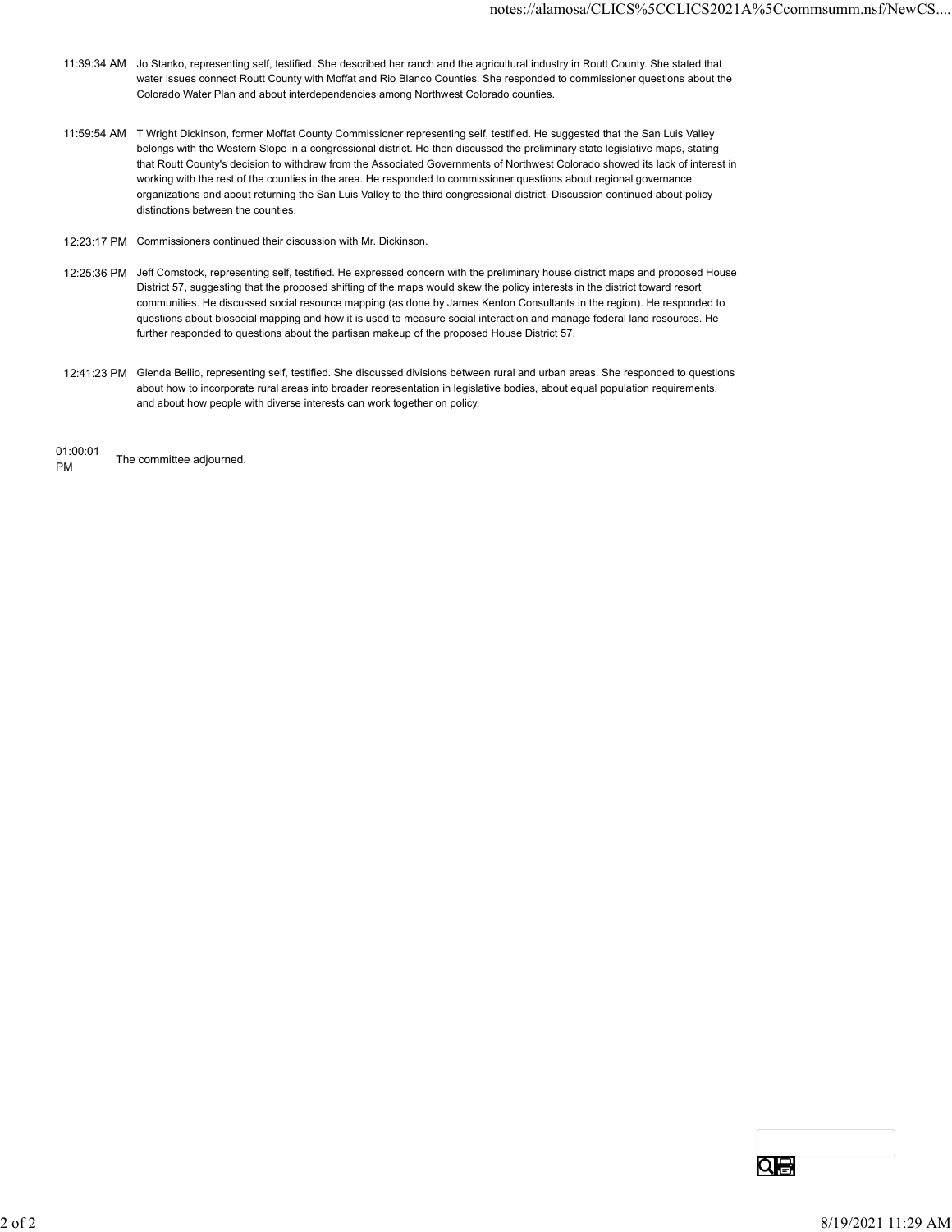| | |
|---|---|
| 11:39:34 AM | Jo Stanko, representing self, testified. She described her ranch and the agricultural industry in Routt County. She stated that water issues connect Routt County with Moffat and Rio Blanco Counties. She responded to commissioner questions about the Colorado Water Plan and about interdependencies among Northwest Colorado counties. |
| 11:59:54 AM | T Wright Dickinson, former Moffat County Commissioner representing self, testified. He suggested that the San Luis Valley belongs with the Western Slope in a congressional district. He then discussed the preliminary state legislative maps, stating that Routt County's decision to withdraw from the Associated Governments of Northwest Colorado showed its lack of interest in working with the rest of the counties in the area. He responded to commissioner questions about regional governance organizations and about returning the San Luis Valley to the third congressional district. Discussion continued about policy distinctions between the counties. |
| 12:23:17 PM | Commissioners continued their discussion with Mr. Dickinson. |
| 12:25:36 PM | Jeff Comstock, representing self, testified. He expressed concern with the preliminary house district maps and proposed House District 57, suggesting that the proposed shifting of the maps would skew the policy interests in the district toward resort communities. He discussed social resource mapping (as done by James Kenton Consultants in the region). He responded to questions about biosocial mapping and how it is used to measure social interaction and manage federal land resources. He further responded to questions about the partisan makeup of the proposed House District 57. |
| 12:41:23 PM | Glenda Bellio, representing self, testified. She discussed divisions between rural and urban areas. She responded to questions about how to incorporate rural areas into broader representation in legislative bodies, about equal population requirements, and about how people with diverse interests can work together on policy. |
| 01:00:01 PM | The committee adjourned. |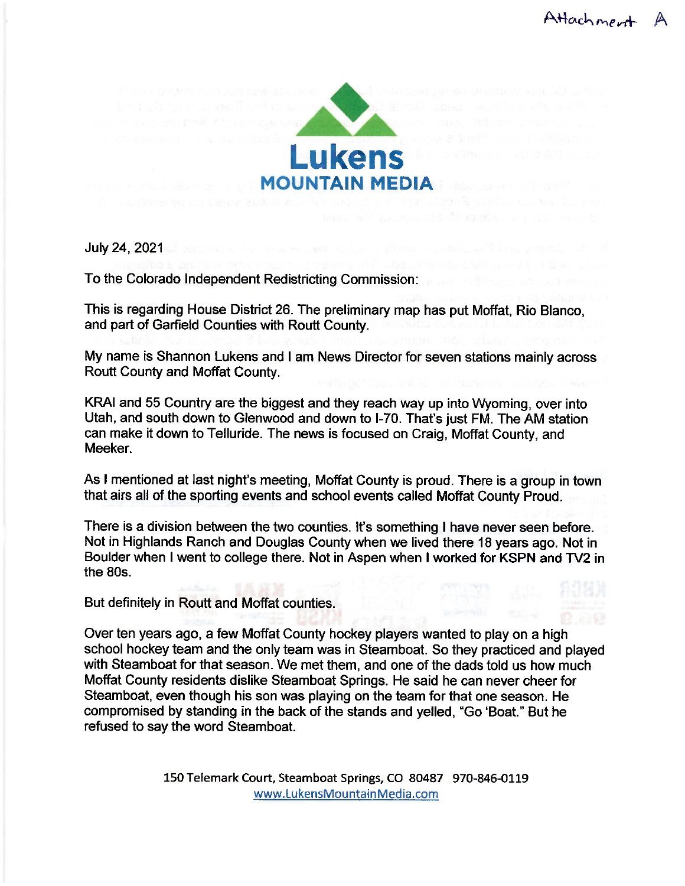Attachment A

# Lukens
## MOUNTAIN MEDIA

July 24, 2021

To the Colorado Independent Redistricting Commission:

This is regarding House District 26. The preliminary map has put Moffat, Rio Blanco, and part of Garfield Counties with Routt County.

My name is Shannon Lukens and I am News Director for seven stations mainly across Routt County and Moffat County.

KRAI and 55 Country are the biggest and they reach way up into Wyoming, over into Utah, and south down to Glenwood and down to I-70. That's just FM. The AM station can make it down to Telluride. The news is focused on Craig, Moffat County, and Meeker.

As I mentioned at last night's meeting, Moffat County is proud. There is a group in town that airs all of the sporting events and school events called Moffat County Proud.

There is a division between the two counties. It's something I have never seen before. Not in Highlands Ranch and Douglas County when we lived there 18 years ago. Not in Boulder when I went to college there. Not in Aspen when I worked for KSPN and TV2 in the 80s.

But definitely in Routt and Moffat counties.

Over ten years ago, a few Moffat County hockey players wanted to play on a high school hockey team and the only team was in Steamboat. So they practiced and played with Steamboat for that season. We met them, and one of the dads told us how much Moffat County residents dislike Steamboat Springs. He said he can never cheer for Steamboat, even though his son was playing on the team for that one season. He compromised by standing in the back of the stands and yelled, "Go 'Boat." But he refused to say the word Steamboat.

150 Telemark Court, Steamboat Springs, CO 80487 970-846-0119
www.LukensMountainMedia.com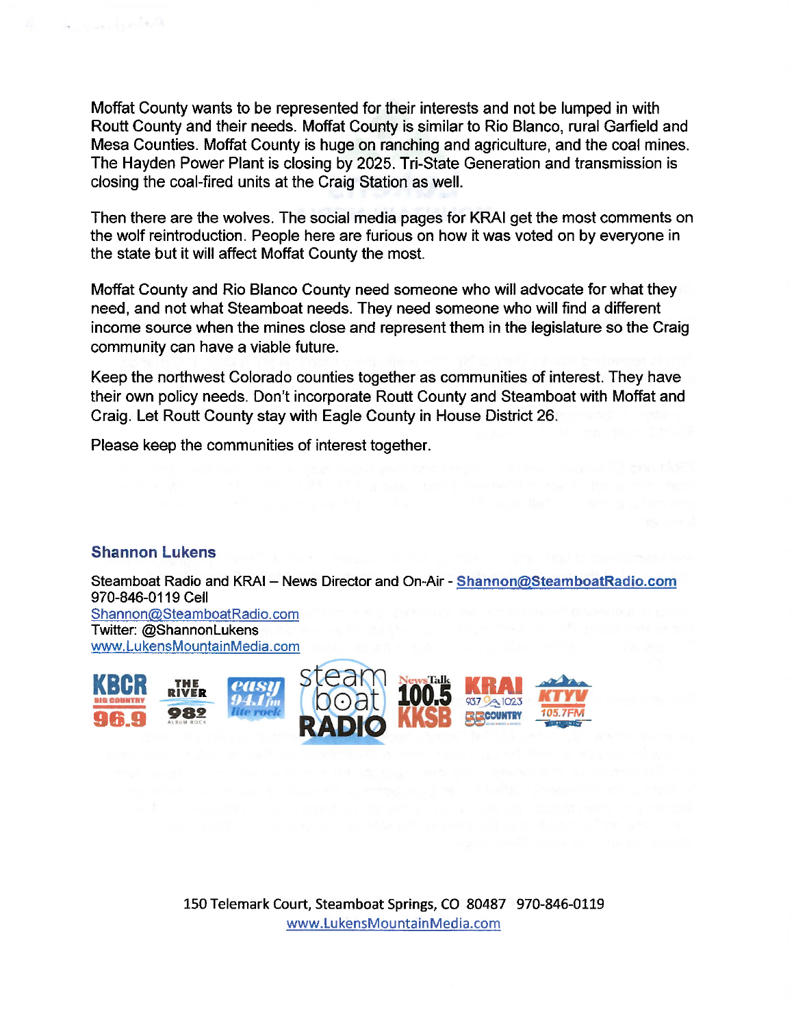Moffat County wants to be represented for their interests and not be lumped in with Routt County and their needs. Moffat County is similar to Rio Blanco, rural Garfield and Mesa Counties. Moffat County is huge on ranching and agriculture, and the coal mines. The Hayden Power Plant is closing by 2025. Tri-State Generation and transmission is closing the coal-fired units at the Craig Station as well.

Then there are the wolves. The social media pages for KRAI get the most comments on the wolf reintroduction. People here are furious on how it was voted on by everyone in the state but it will affect Moffat County the most.

Moffat County and Rio Blanco County need someone who will advocate for what they need, and not what Steamboat needs. They need someone who will find a different income source when the mines close and represent them in the legislature so the Craig community can have a viable future.

Keep the northwest Colorado counties together as communities of interest. They have their own policy needs. Don't incorporate Routt County and Steamboat with Moffat and Craig. Let Routt County stay with Eagle County in House District 26.

Please keep the communities of interest together.

**Shannon Lukens**

Steamboat Radio and KRAI – News Director and On-Air - Shannon@SteamboatRadio.com
970-846-0119 Cell
Shannon@SteamboatRadio.com
Twitter: @ShannonLukens
www.LukensMountainMedia.com

KBCR Big Country 96.9 | The River 98.9 Album Rock | easy 94.1fm lite rock | steamboat RADIO | NewsTalk 100.5 KKSB | KRAI 93.7 102.3 55 Country | KTYV 105.7FM

150 Telemark Court, Steamboat Springs, CO 80487 970-846-0119
www.LukensMountainMedia.com